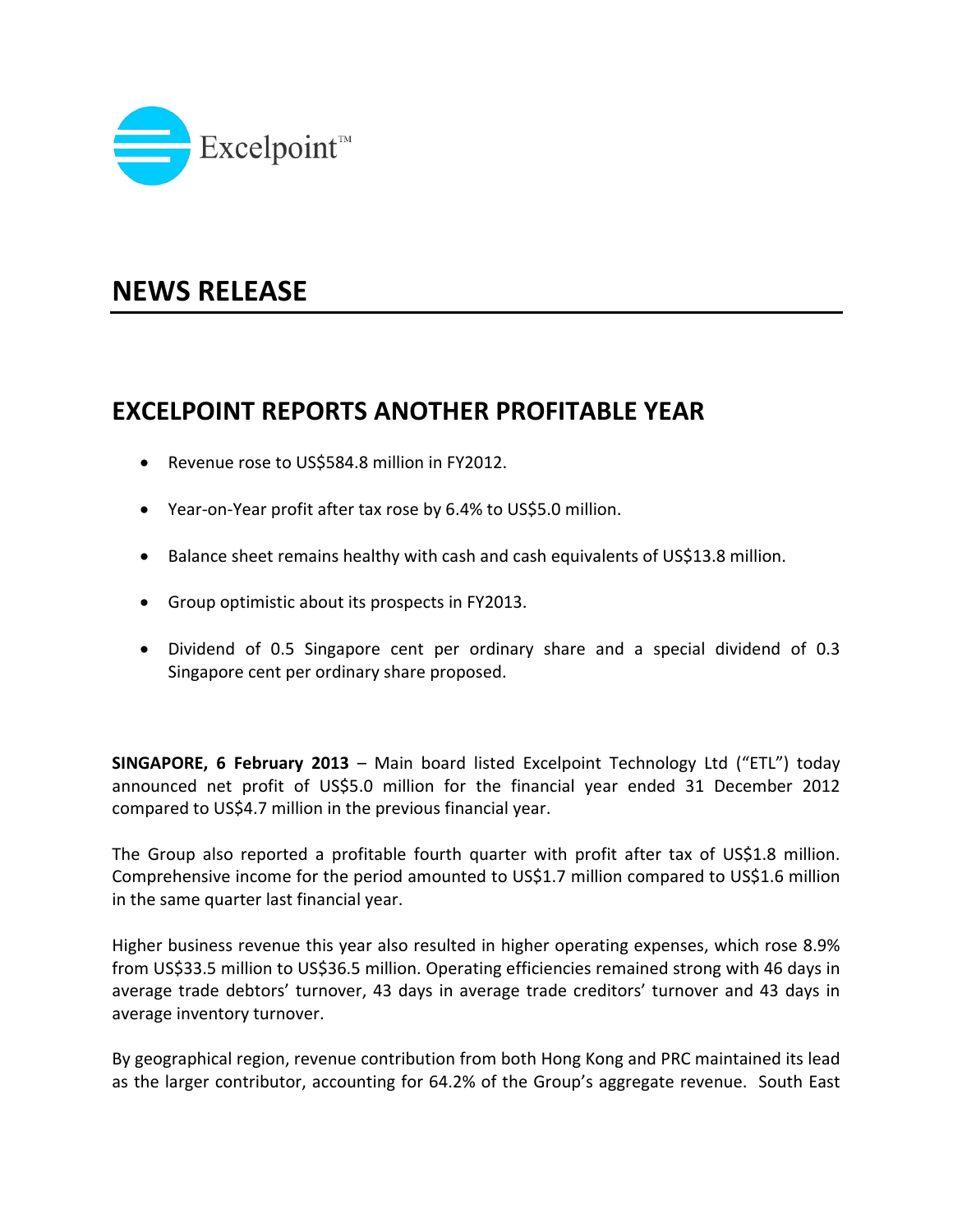Excelpoint™

# NEWS RELEASE

## EXCELPOINT REPORTS ANOTHER PROFITABLE YEAR

- Revenue rose to US$584.8 million in FY2012.
- Year-on-Year profit after tax rose by 6.4% to US$5.0 million.
- Balance sheet remains healthy with cash and cash equivalents of US$13.8 million.
- Group optimistic about its prospects in FY2013.
- Dividend of 0.5 Singapore cent per ordinary share and a special dividend of 0.3 Singapore cent per ordinary share proposed.

**SINGAPORE, 6 February 2013** – Main board listed Excelpoint Technology Ltd ("ETL") today announced net profit of US$5.0 million for the financial year ended 31 December 2012 compared to US$4.7 million in the previous financial year.

The Group also reported a profitable fourth quarter with profit after tax of US$1.8 million. Comprehensive income for the period amounted to US$1.7 million compared to US$1.6 million in the same quarter last financial year.

Higher business revenue this year also resulted in higher operating expenses, which rose 8.9% from US$33.5 million to US$36.5 million. Operating efficiencies remained strong with 46 days in average trade debtors' turnover, 43 days in average trade creditors' turnover and 43 days in average inventory turnover.

By geographical region, revenue contribution from both Hong Kong and PRC maintained its lead as the larger contributor, accounting for 64.2% of the Group's aggregate revenue. South East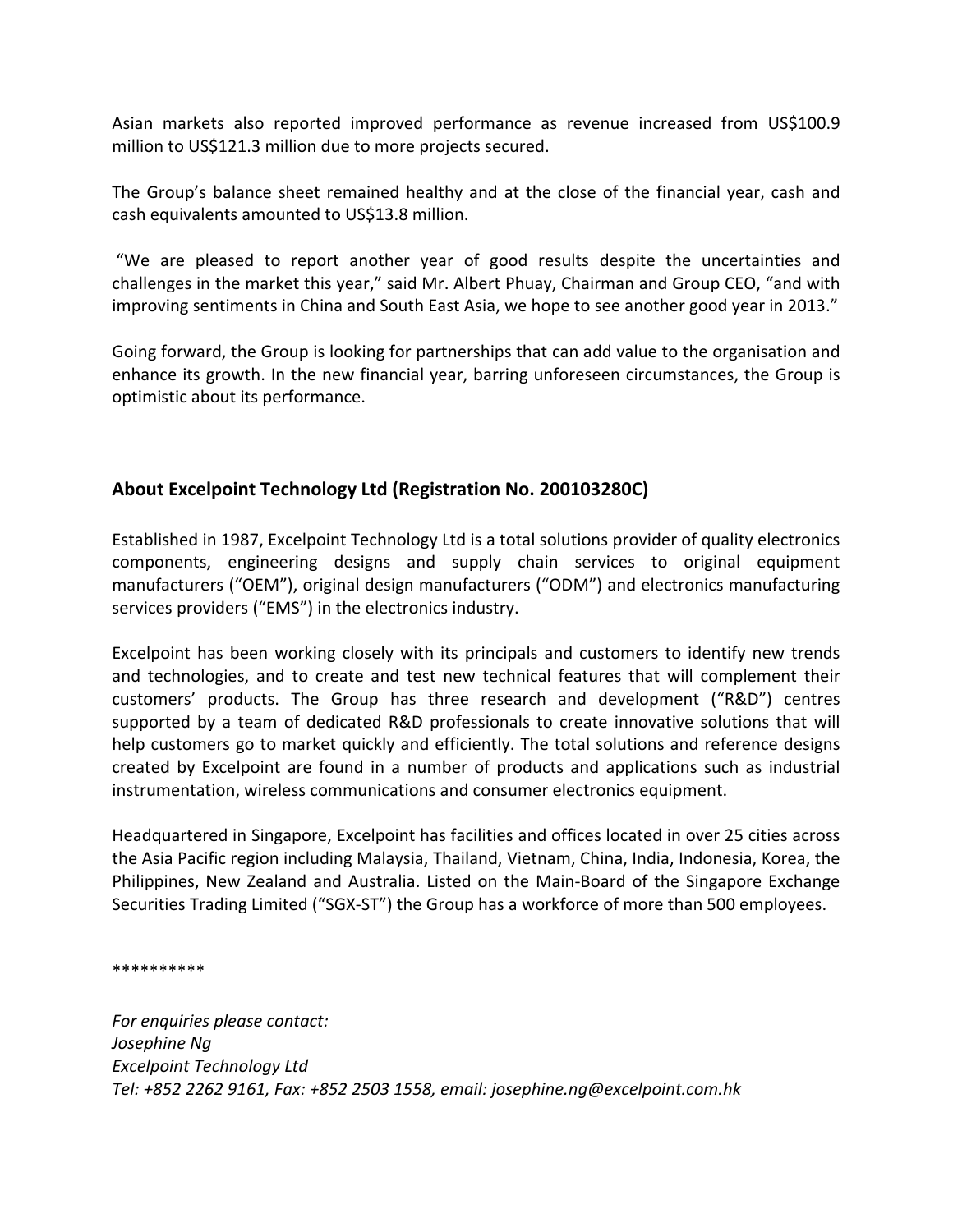Asian markets also reported improved performance as revenue increased from US$100.9 million to US$121.3 million due to more projects secured.

The Group's balance sheet remained healthy and at the close of the financial year, cash and cash equivalents amounted to US$13.8 million.

"We are pleased to report another year of good results despite the uncertainties and challenges in the market this year," said Mr. Albert Phuay, Chairman and Group CEO, "and with improving sentiments in China and South East Asia, we hope to see another good year in 2013."

Going forward, the Group is looking for partnerships that can add value to the organisation and enhance its growth. In the new financial year, barring unforeseen circumstances, the Group is optimistic about its performance.

## About Excelpoint Technology Ltd (Registration No. 200103280C)

Established in 1987, Excelpoint Technology Ltd is a total solutions provider of quality electronics components, engineering designs and supply chain services to original equipment manufacturers ("OEM"), original design manufacturers ("ODM") and electronics manufacturing services providers ("EMS") in the electronics industry.

Excelpoint has been working closely with its principals and customers to identify new trends and technologies, and to create and test new technical features that will complement their customers' products. The Group has three research and development ("R&D") centres supported by a team of dedicated R&D professionals to create innovative solutions that will help customers go to market quickly and efficiently. The total solutions and reference designs created by Excelpoint are found in a number of products and applications such as industrial instrumentation, wireless communications and consumer electronics equipment.

Headquartered in Singapore, Excelpoint has facilities and offices located in over 25 cities across the Asia Pacific region including Malaysia, Thailand, Vietnam, China, India, Indonesia, Korea, the Philippines, New Zealand and Australia. Listed on the Main-Board of the Singapore Exchange Securities Trading Limited ("SGX-ST") the Group has a workforce of more than 500 employees.

**********

*For enquiries please contact:*
*Josephine Ng*
*Excelpoint Technology Ltd*
*Tel: +852 2262 9161, Fax: +852 2503 1558, email: josephine.ng@excelpoint.com.hk*